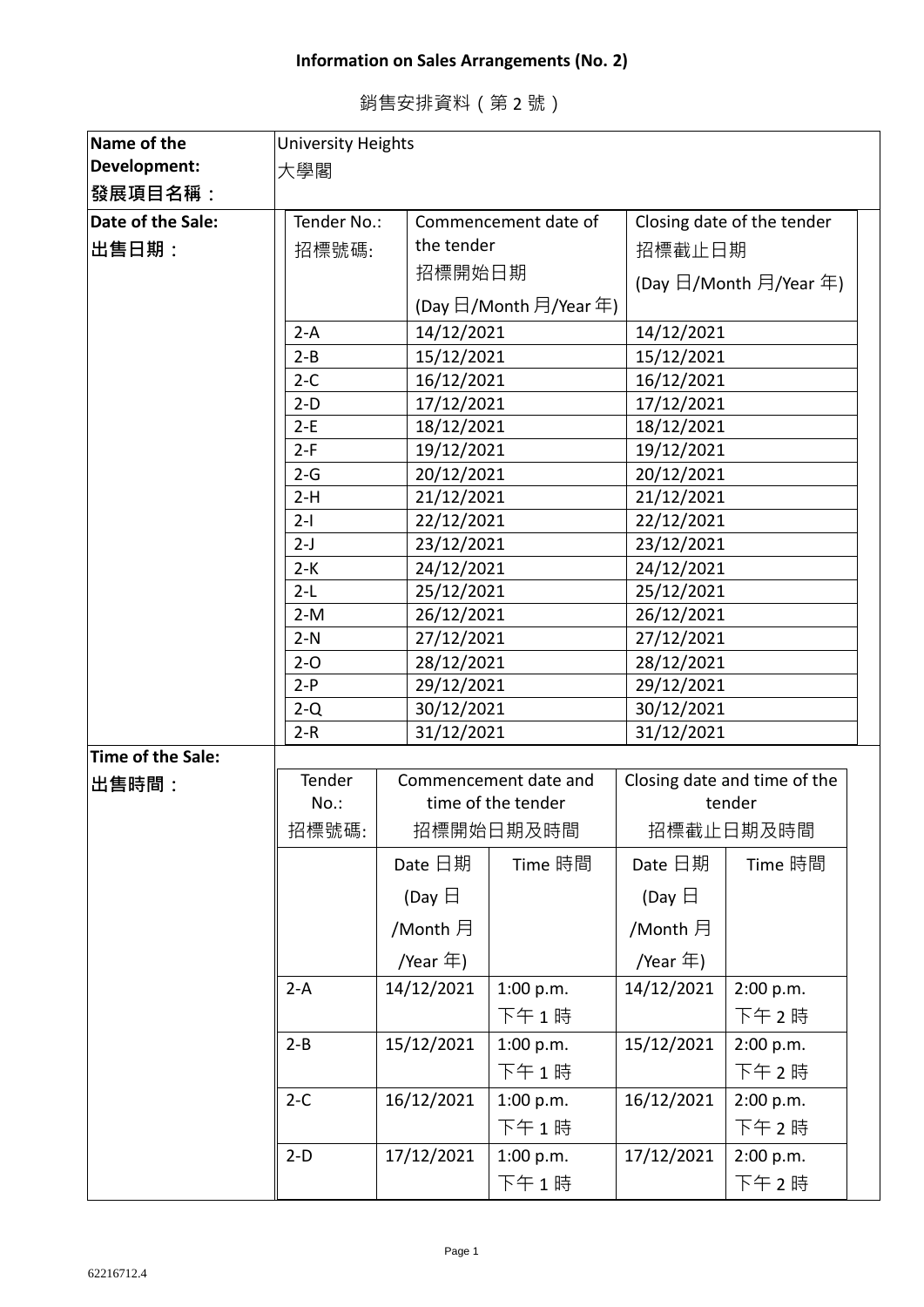# Information on Sales Arrangements (No. 2)

## 銷售安排資料（第 2 號）

| Name of the Development: 發展項目名稱： | University Heights 大學閣 | | |
|---|---|---|---|
| **Date of the Sale: 出售日期：** | Tender No.: 招標號碼: | Commencement date of the tender 招標開始日期 (Day 日/Month 月/Year 年) | Closing date of the tender 招標截止日期 (Day 日/Month 月/Year 年) |
| | 2-A | 14/12/2021 | 14/12/2021 |
| | 2-B | 15/12/2021 | 15/12/2021 |
| | 2-C | 16/12/2021 | 16/12/2021 |
| | 2-D | 17/12/2021 | 17/12/2021 |
| | 2-E | 18/12/2021 | 18/12/2021 |
| | 2-F | 19/12/2021 | 19/12/2021 |
| | 2-G | 20/12/2021 | 20/12/2021 |
| | 2-H | 21/12/2021 | 21/12/2021 |
| | 2-I | 22/12/2021 | 22/12/2021 |
| | 2-J | 23/12/2021 | 23/12/2021 |
| | 2-K | 24/12/2021 | 24/12/2021 |
| | 2-L | 25/12/2021 | 25/12/2021 |
| | 2-M | 26/12/2021 | 26/12/2021 |
| | 2-N | 27/12/2021 | 27/12/2021 |
| | 2-O | 28/12/2021 | 28/12/2021 |
| | 2-P | 29/12/2021 | 29/12/2021 |
| | 2-Q | 30/12/2021 | 30/12/2021 |
| | 2-R | 31/12/2021 | 31/12/2021 |

**Time of the Sale: 出售時間：**

| Tender No.: 招標號碼: | Commencement date and time of the tender 招標開始日期及時間 | | Closing date and time of the tender 招標截止日期及時間 | |
|---|---|---|---|---|
| | Date 日期 (Day 日/Month 月/Year 年) | Time 時間 | Date 日期 (Day 日/Month 月/Year 年) | Time 時間 |
| 2-A | 14/12/2021 | 1:00 p.m. 下午 1 時 | 14/12/2021 | 2:00 p.m. 下午 2 時 |
| 2-B | 15/12/2021 | 1:00 p.m. 下午 1 時 | 15/12/2021 | 2:00 p.m. 下午 2 時 |
| 2-C | 16/12/2021 | 1:00 p.m. 下午 1 時 | 16/12/2021 | 2:00 p.m. 下午 2 時 |
| 2-D | 17/12/2021 | 1:00 p.m. 下午 1 時 | 17/12/2021 | 2:00 p.m. 下午 2 時 |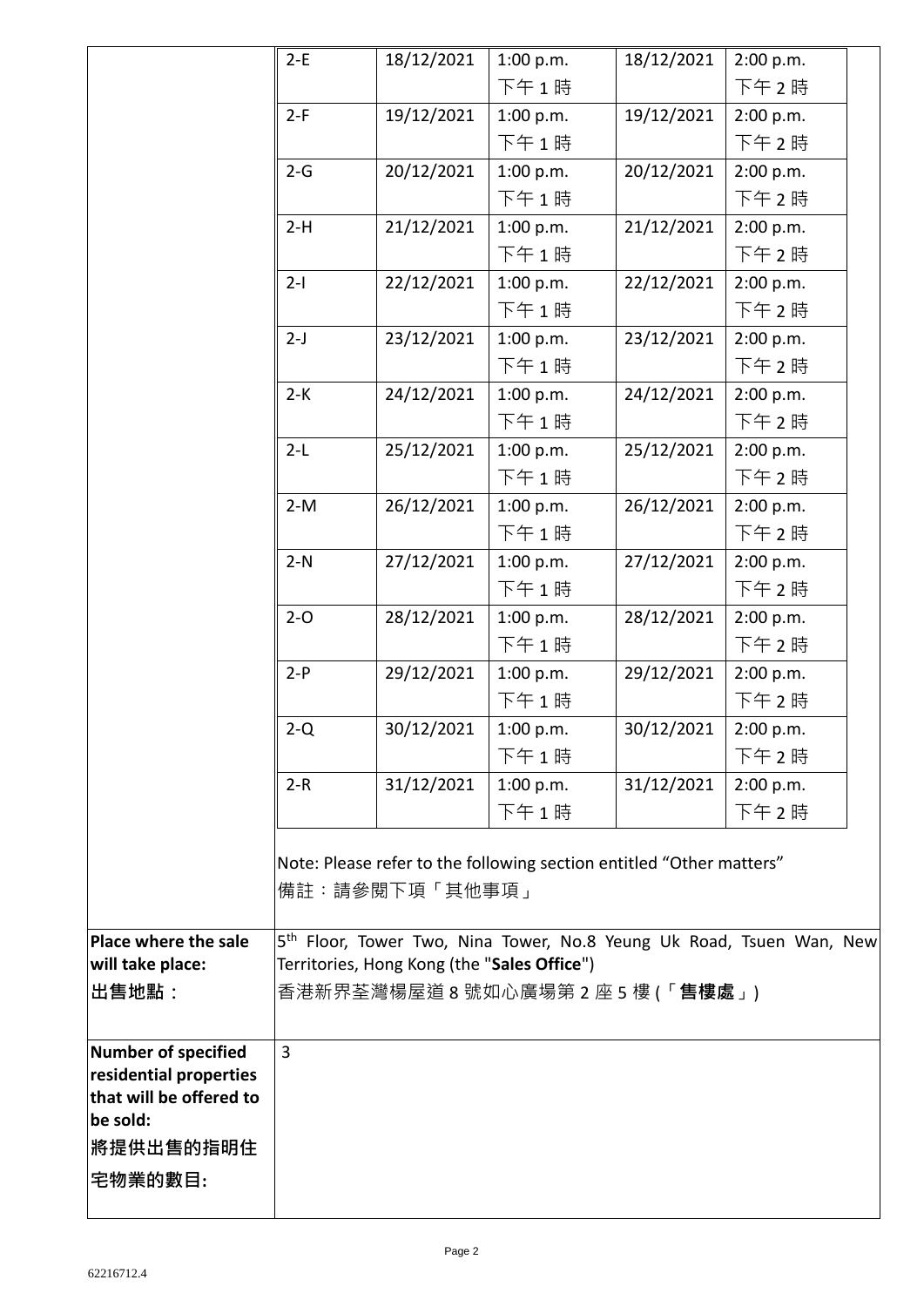| | | | | | |
|---|---|---|---|---|---|
| | 2-E | 18/12/2021 | 1:00 p.m. 下午 1 時 | 18/12/2021 | 2:00 p.m. 下午 2 時 |
| | 2-F | 19/12/2021 | 1:00 p.m. 下午 1 時 | 19/12/2021 | 2:00 p.m. 下午 2 時 |
| | 2-G | 20/12/2021 | 1:00 p.m. 下午 1 時 | 20/12/2021 | 2:00 p.m. 下午 2 時 |
| | 2-H | 21/12/2021 | 1:00 p.m. 下午 1 時 | 21/12/2021 | 2:00 p.m. 下午 2 時 |
| | 2-I | 22/12/2021 | 1:00 p.m. 下午 1 時 | 22/12/2021 | 2:00 p.m. 下午 2 時 |
| | 2-J | 23/12/2021 | 1:00 p.m. 下午 1 時 | 23/12/2021 | 2:00 p.m. 下午 2 時 |
| | 2-K | 24/12/2021 | 1:00 p.m. 下午 1 時 | 24/12/2021 | 2:00 p.m. 下午 2 時 |
| | 2-L | 25/12/2021 | 1:00 p.m. 下午 1 時 | 25/12/2021 | 2:00 p.m. 下午 2 時 |
| | 2-M | 26/12/2021 | 1:00 p.m. 下午 1 時 | 26/12/2021 | 2:00 p.m. 下午 2 時 |
| | 2-N | 27/12/2021 | 1:00 p.m. 下午 1 時 | 27/12/2021 | 2:00 p.m. 下午 2 時 |
| | 2-O | 28/12/2021 | 1:00 p.m. 下午 1 時 | 28/12/2021 | 2:00 p.m. 下午 2 時 |
| | 2-P | 29/12/2021 | 1:00 p.m. 下午 1 時 | 29/12/2021 | 2:00 p.m. 下午 2 時 |
| | 2-Q | 30/12/2021 | 1:00 p.m. 下午 1 時 | 30/12/2021 | 2:00 p.m. 下午 2 時 |
| | 2-R | 31/12/2021 | 1:00 p.m. 下午 1 時 | 31/12/2021 | 2:00 p.m. 下午 2 時 |

Note: Please refer to the following section entitled "Other matters"
備註：請參閱下項「其他事項」

| | |
|---|---|
| **Place where the sale will take place:** **出售地點：** | 5th Floor, Tower Two, Nina Tower, No.8 Yeung Uk Road, Tsuen Wan, New Territories, Hong Kong (the "**Sales Office**") 香港新界荃灣楊屋道 8 號如心廣場第 2 座 5 樓 (「**售樓處**」) |
| **Number of specified residential properties that will be offered to be sold:** **將提供出售的指明住宅物業的數目:** | 3 |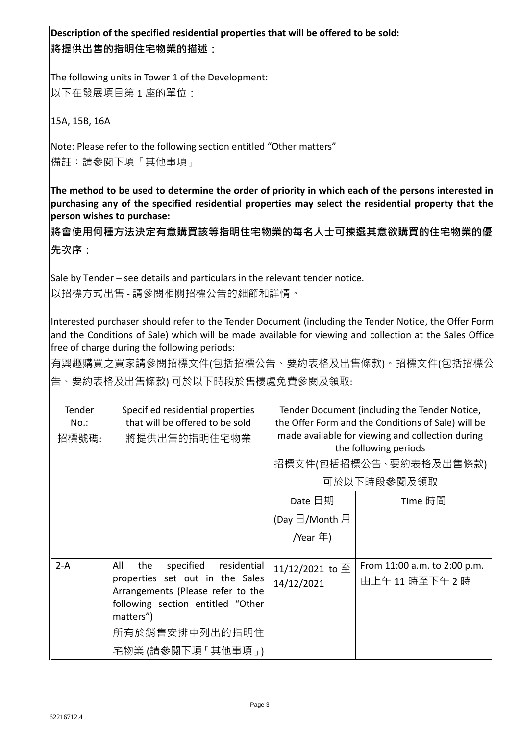**Description of the specified residential properties that will be offered to be sold:**
**將提供出售的指明住宅物業的描述：**

The following units in Tower 1 of the Development:
以下在發展項目第 1 座的單位：

15A, 15B, 16A

Note: Please refer to the following section entitled "Other matters"
備註：請參閱下項「其他事項」

**The method to be used to determine the order of priority in which each of the persons interested in purchasing any of the specified residential properties may select the residential property that the person wishes to purchase:**
**將會使用何種方法決定有意購買該等指明住宅物業的每名人士可揀選其意欲購買的住宅物業的優先次序：**

Sale by Tender – see details and particulars in the relevant tender notice.
以招標方式出售 - 請參閱相關招標公告的細節和詳情。

Interested purchaser should refer to the Tender Document (including the Tender Notice, the Offer Form and the Conditions of Sale) which will be made available for viewing and collection at the Sales Office free of charge during the following periods:
有興趣購買之買家請參閱招標文件(包括招標公告、要約表格及出售條款)。招標文件(包括招標公告、要約表格及出售條款) 可於以下時段於售樓處免費參閱及領取:

| Tender No.: 招標號碼: | Specified residential properties that will be offered to be sold 將提供出售的指明住宅物業 | Tender Document (including the Tender Notice, the Offer Form and the Conditions of Sale) will be made available for viewing and collection during the following periods 招標文件(包括招標公告、要約表格及出售條款)可於以下時段參閱及領取 | |
|---|---|---|---|
| | | Date 日期 (Day 日/Month 月/Year 年) | Time 時間 |
| 2-A | All the specified residential properties set out in the Sales Arrangements (Please refer to the following section entitled "Other matters") 所有於銷售安排中列出的指明住宅物業 (請參閱下項「其他事項」) | 11/12/2021 to 至 14/12/2021 | From 11:00 a.m. to 2:00 p.m. 由上午 11 時至下午 2 時 |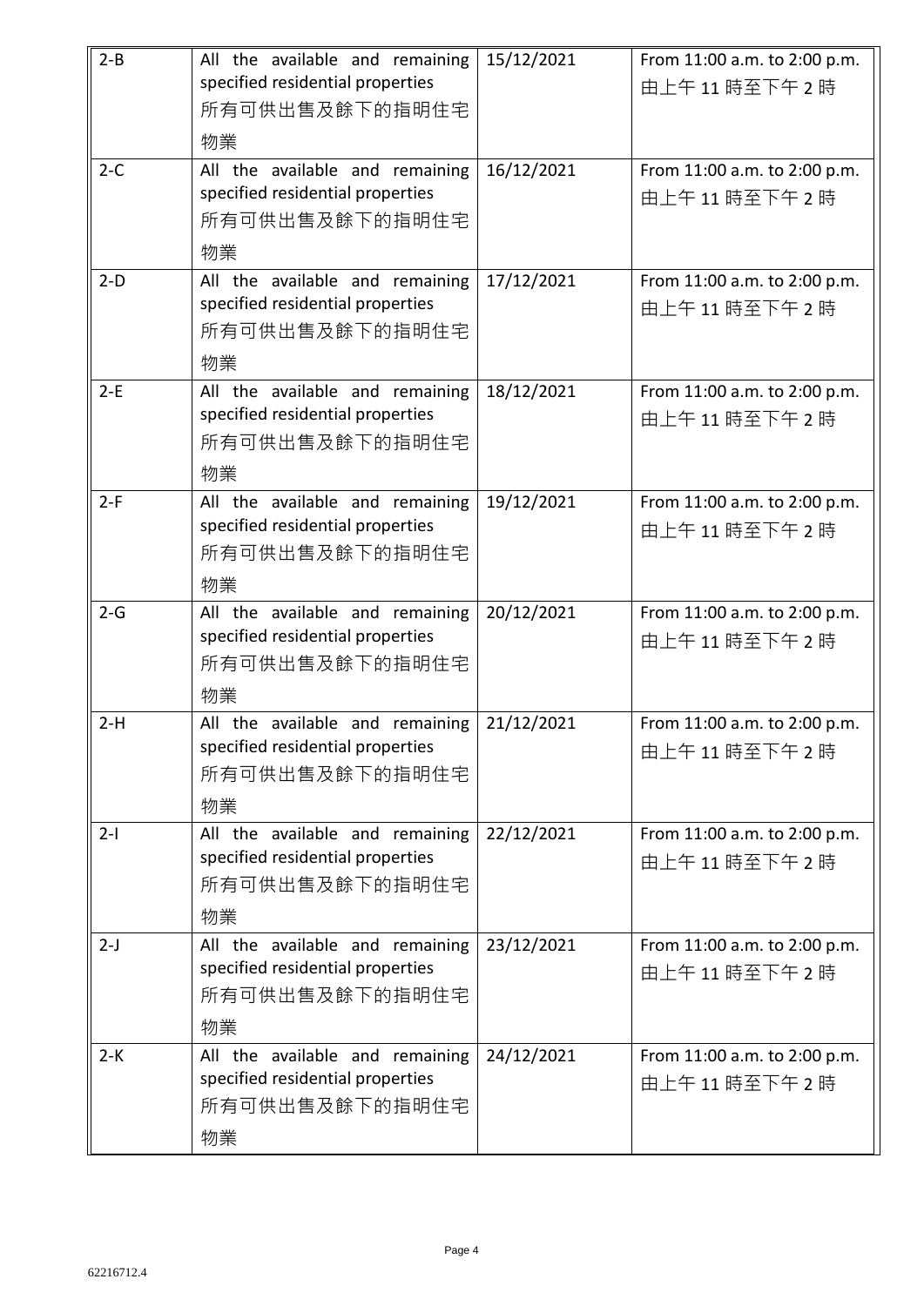| 2-B | All the available and remaining specified residential properties 所有可供出售及餘下的指明住宅物業 | 15/12/2021 | From 11:00 a.m. to 2:00 p.m. 由上午 11 時至下午 2 時 |
|---|---|---|---|
| 2-C | All the available and remaining specified residential properties 所有可供出售及餘下的指明住宅物業 | 16/12/2021 | From 11:00 a.m. to 2:00 p.m. 由上午 11 時至下午 2 時 |
| 2-D | All the available and remaining specified residential properties 所有可供出售及餘下的指明住宅物業 | 17/12/2021 | From 11:00 a.m. to 2:00 p.m. 由上午 11 時至下午 2 時 |
| 2-E | All the available and remaining specified residential properties 所有可供出售及餘下的指明住宅物業 | 18/12/2021 | From 11:00 a.m. to 2:00 p.m. 由上午 11 時至下午 2 時 |
| 2-F | All the available and remaining specified residential properties 所有可供出售及餘下的指明住宅物業 | 19/12/2021 | From 11:00 a.m. to 2:00 p.m. 由上午 11 時至下午 2 時 |
| 2-G | All the available and remaining specified residential properties 所有可供出售及餘下的指明住宅物業 | 20/12/2021 | From 11:00 a.m. to 2:00 p.m. 由上午 11 時至下午 2 時 |
| 2-H | All the available and remaining specified residential properties 所有可供出售及餘下的指明住宅物業 | 21/12/2021 | From 11:00 a.m. to 2:00 p.m. 由上午 11 時至下午 2 時 |
| 2-I | All the available and remaining specified residential properties 所有可供出售及餘下的指明住宅物業 | 22/12/2021 | From 11:00 a.m. to 2:00 p.m. 由上午 11 時至下午 2 時 |
| 2-J | All the available and remaining specified residential properties 所有可供出售及餘下的指明住宅物業 | 23/12/2021 | From 11:00 a.m. to 2:00 p.m. 由上午 11 時至下午 2 時 |
| 2-K | All the available and remaining specified residential properties 所有可供出售及餘下的指明住宅物業 | 24/12/2021 | From 11:00 a.m. to 2:00 p.m. 由上午 11 時至下午 2 時 |

62216712.4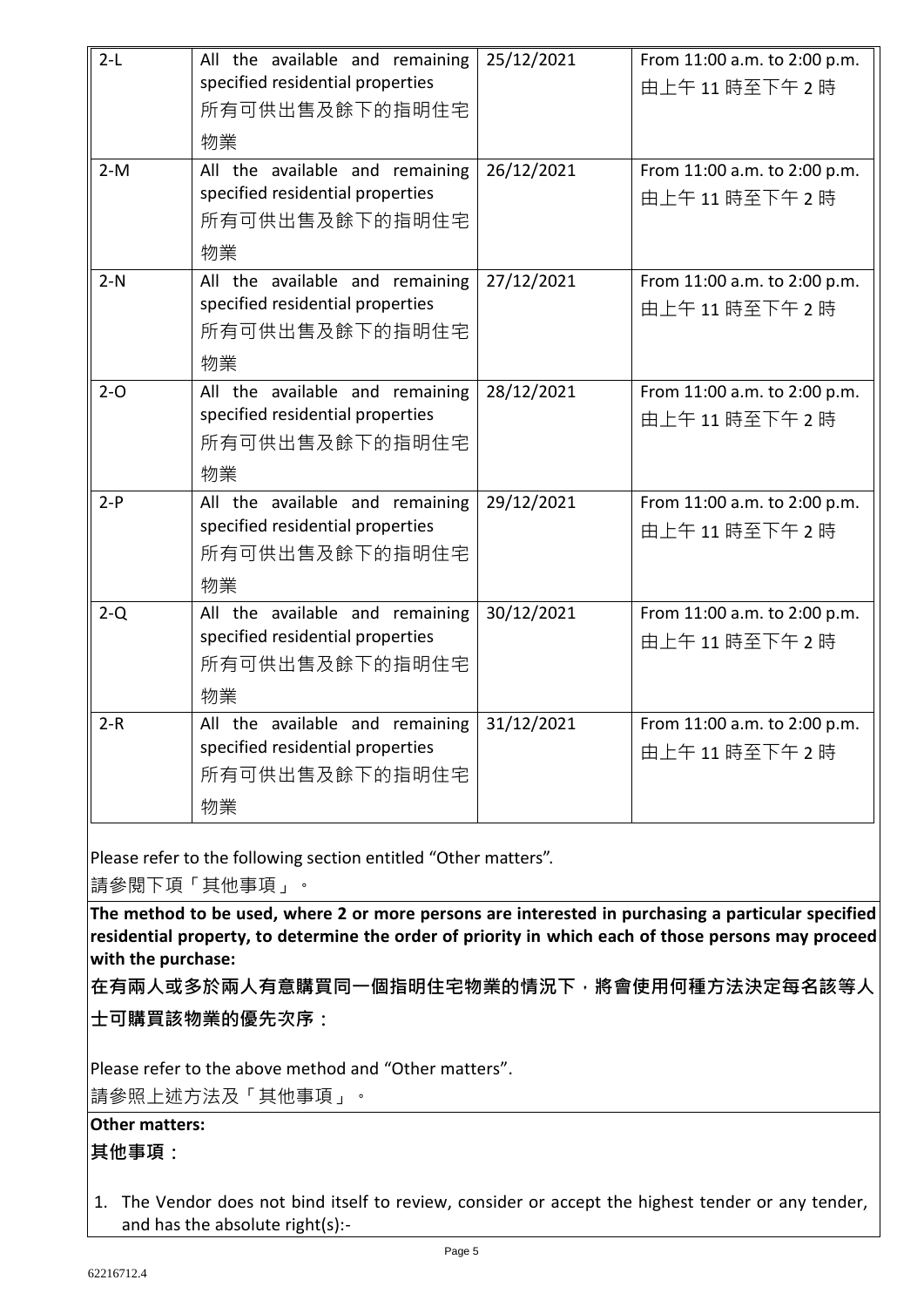| 2-L | All the available and remaining specified residential properties 所有可供出售及餘下的指明住宅物業 | 25/12/2021 | From 11:00 a.m. to 2:00 p.m. 由上午 11 時至下午 2 時 |
|---|---|---|---|
| 2-M | All the available and remaining specified residential properties 所有可供出售及餘下的指明住宅物業 | 26/12/2021 | From 11:00 a.m. to 2:00 p.m. 由上午 11 時至下午 2 時 |
| 2-N | All the available and remaining specified residential properties 所有可供出售及餘下的指明住宅物業 | 27/12/2021 | From 11:00 a.m. to 2:00 p.m. 由上午 11 時至下午 2 時 |
| 2-O | All the available and remaining specified residential properties 所有可供出售及餘下的指明住宅物業 | 28/12/2021 | From 11:00 a.m. to 2:00 p.m. 由上午 11 時至下午 2 時 |
| 2-P | All the available and remaining specified residential properties 所有可供出售及餘下的指明住宅物業 | 29/12/2021 | From 11:00 a.m. to 2:00 p.m. 由上午 11 時至下午 2 時 |
| 2-Q | All the available and remaining specified residential properties 所有可供出售及餘下的指明住宅物業 | 30/12/2021 | From 11:00 a.m. to 2:00 p.m. 由上午 11 時至下午 2 時 |
| 2-R | All the available and remaining specified residential properties 所有可供出售及餘下的指明住宅物業 | 31/12/2021 | From 11:00 a.m. to 2:00 p.m. 由上午 11 時至下午 2 時 |

Please refer to the following section entitled "Other matters".
請參閱下項「其他事項」。

**The method to be used, where 2 or more persons are interested in purchasing a particular specified residential property, to determine the order of priority in which each of those persons may proceed with the purchase:**

**在有兩人或多於兩人有意購買同一個指明住宅物業的情況下，將會使用何種方法決定每名該等人士可購買該物業的優先次序：**

Please refer to the above method and "Other matters".
請參照上述方法及「其他事項」。

**Other matters:**

**其他事項：**

1. The Vendor does not bind itself to review, consider or accept the highest tender or any tender, and has the absolute right(s):-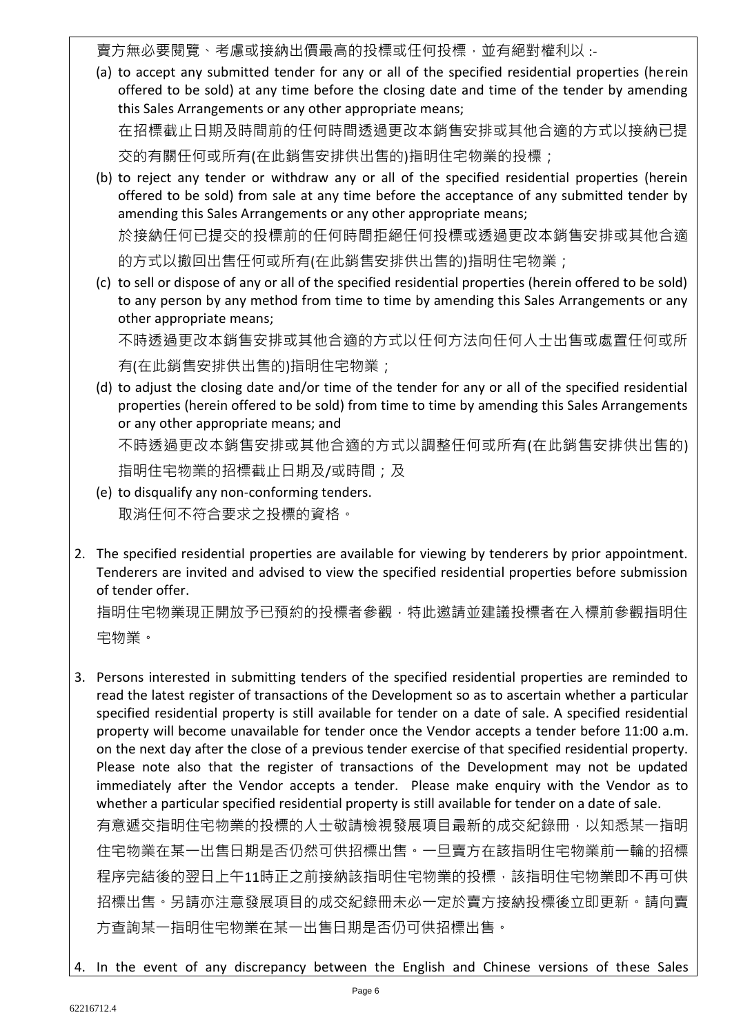賣方無必要閱覽、考慮或接納出價最高的投標或任何投標，並有絕對權利以 :-

(a) to accept any submitted tender for any or all of the specified residential properties (herein offered to be sold) at any time before the closing date and time of the tender by amending this Sales Arrangements or any other appropriate means;

在招標截止日期及時間前的任何時間透過更改本銷售安排或其他合適的方式以接納已提交的有關任何或所有(在此銷售安排供出售的)指明住宅物業的投標；

(b) to reject any tender or withdraw any or all of the specified residential properties (herein offered to be sold) from sale at any time before the acceptance of any submitted tender by amending this Sales Arrangements or any other appropriate means;

於接納任何已提交的投標前的任何時間拒絕任何投標或透過更改本銷售安排或其他合適的方式以撤回出售任何或所有(在此銷售安排供出售的)指明住宅物業；

(c) to sell or dispose of any or all of the specified residential properties (herein offered to be sold) to any person by any method from time to time by amending this Sales Arrangements or any other appropriate means;

不時透過更改本銷售安排或其他合適的方式以任何方法向任何人士出售或處置任何或所有(在此銷售安排供出售的)指明住宅物業；

(d) to adjust the closing date and/or time of the tender for any or all of the specified residential properties (herein offered to be sold) from time to time by amending this Sales Arrangements or any other appropriate means; and

不時透過更改本銷售安排或其他合適的方式以調整任何或所有(在此銷售安排供出售的)指明住宅物業的招標截止日期及/或時間；及

(e) to disqualify any non-conforming tenders.

取消任何不符合要求之投標的資格。

2. The specified residential properties are available for viewing by tenderers by prior appointment. Tenderers are invited and advised to view the specified residential properties before submission of tender offer.

指明住宅物業現正開放予已預約的投標者參觀，特此邀請並建議投標者在入標前參觀指明住宅物業。

3. Persons interested in submitting tenders of the specified residential properties are reminded to read the latest register of transactions of the Development so as to ascertain whether a particular specified residential property is still available for tender on a date of sale. A specified residential property will become unavailable for tender once the Vendor accepts a tender before 11:00 a.m. on the next day after the close of a previous tender exercise of that specified residential property. Please note also that the register of transactions of the Development may not be updated immediately after the Vendor accepts a tender. Please make enquiry with the Vendor as to whether a particular specified residential property is still available for tender on a date of sale.

有意遞交指明住宅物業的投標的人士敬請檢視發展項目最新的成交紀錄冊，以知悉某一指明住宅物業在某一出售日期是否仍然可供招標出售。一旦賣方在該指明住宅物業前一輪的招標程序完結後的翌日上午11時正之前接納該指明住宅物業的投標，該指明住宅物業即不再可供招標出售。另請亦注意發展項目的成交紀錄冊未必一定於賣方接納投標後立即更新。請向賣方查詢某一指明住宅物業在某一出售日期是否仍可供招標出售。

4. In the event of any discrepancy between the English and Chinese versions of these Sales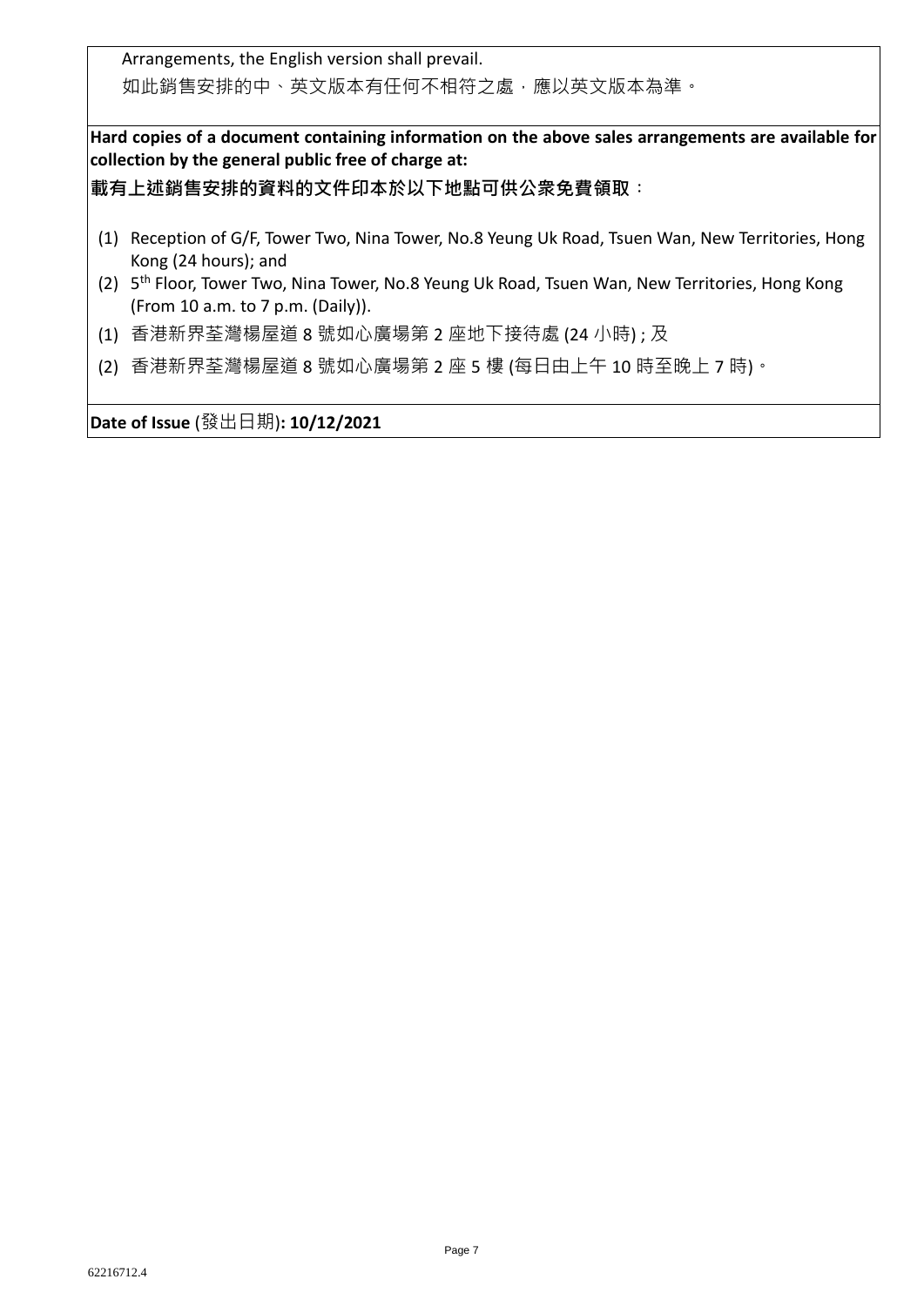Arrangements, the English version shall prevail.

如此銷售安排的中、英文版本有任何不相符之處，應以英文版本為準。

**Hard copies of a document containing information on the above sales arrangements are available for collection by the general public free of charge at:**

**載有上述銷售安排的資料的文件印本於以下地點可供公衆免費領取**：

(1) Reception of G/F, Tower Two, Nina Tower, No.8 Yeung Uk Road, Tsuen Wan, New Territories, Hong Kong (24 hours); and

(2) 5th Floor, Tower Two, Nina Tower, No.8 Yeung Uk Road, Tsuen Wan, New Territories, Hong Kong (From 10 a.m. to 7 p.m. (Daily)).

(1) 香港新界荃灣楊屋道 8 號如心廣場第 2 座地下接待處 (24 小時) ; 及

(2) 香港新界荃灣楊屋道 8 號如心廣場第 2 座 5 樓 (每日由上午 10 時至晚上 7 時)。

**Date of Issue** (發出日期)**: 10/12/2021**

62216712.4